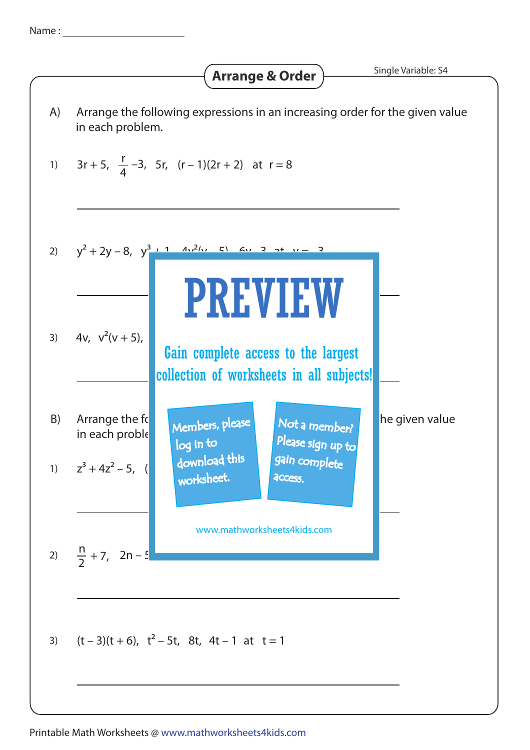Name : ______________________

# Arrange & Order

Single Variable: S4

A) Arrange the following expressions in an increasing order for the given value in each problem.

1) $3r + 5$, $\frac{r}{4} - 3$, $5r$, $(r - 1)(2r + 2)$ at $r = 8$

______________________________

2) $y^2 + 2y - 8$, $y^3 + 1$, $4y^2(y - 5)$, $6y - 3$ at $y = -3$

______________________________

3) $4v$, $v^2(v + 5)$,

______________________________

B) Arrange the fo... he given value in each proble...

1) $z^3 + 4z^2 - 5$, (

______________________________

2) $\frac{n}{2} + 7$, $2n - 5$

______________________________

3) $(t - 3)(t + 6)$, $t^2 - 5t$, $8t$, $4t - 1$ at $t = 1$

______________________________

PREVIEW

Gain complete access to the largest collection of worksheets in all subjects!

Members, please log in to download this worksheet.

Not a member? Please sign up to gain complete access.

www.mathworksheets4kids.com

Printable Math Worksheets @ www.mathworksheets4kids.com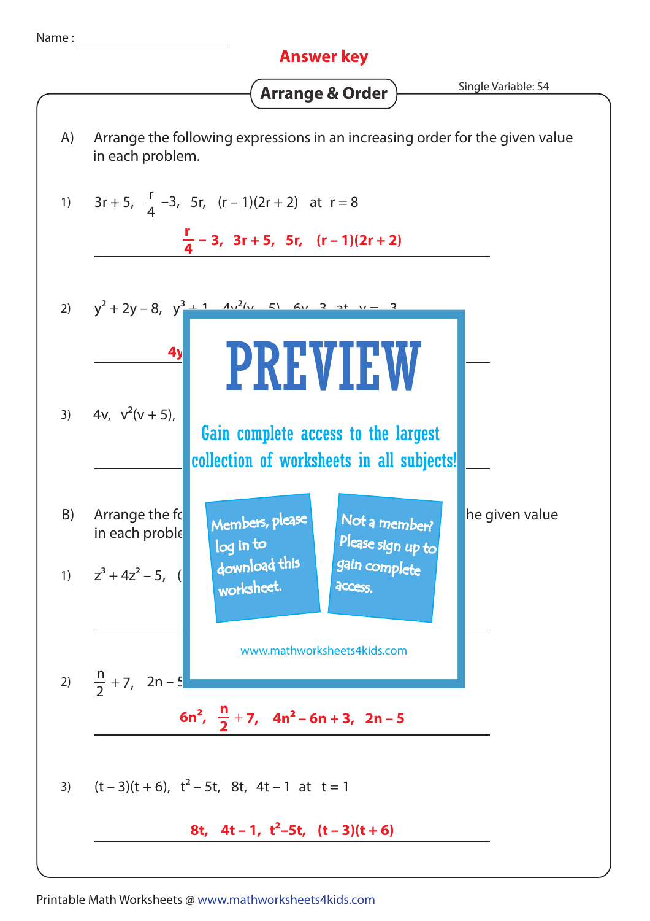Name :

**Answer key**

## Arrange & Order

Single Variable: S4

A) Arrange the following expressions in an increasing order for the given value in each problem.

1) $3r + 5$, $\frac{r}{4} - 3$, $5r$, $(r - 1)(2r + 2)$ at $r = 8$

**$\frac{r}{4} - 3$, $3r + 5$, $5r$, $(r - 1)(2r + 2)$**

2) $y^2 + 2y - 8$, $y^3 + 1$, $4y^2(y - 5)$, $6y - 3$ at $y = 3$

**4y**

3) $4v$, $v^2(v + 5)$,

PREVIEW

Gain complete access to the largest collection of worksheets in all subjects!

Members, please log in to download this worksheet.

Not a member? Please sign up to gain complete access.

www.mathworksheets4kids.com

B) Arrange the fo... he given value in each proble...

1) $z^3 + 4z^2 - 5$, (

2) $\frac{n}{2} + 7$, $2n - 5$

**$6n^2$, $\frac{n}{2} + 7$, $4n^2 - 6n + 3$, $2n - 5$**

3) $(t - 3)(t + 6)$, $t^2 - 5t$, $8t$, $4t - 1$ at $t = 1$

**$8t$, $4t - 1$, $t^2 - 5t$, $(t - 3)(t + 6)$**

Printable Math Worksheets @ www.mathworksheets4kids.com